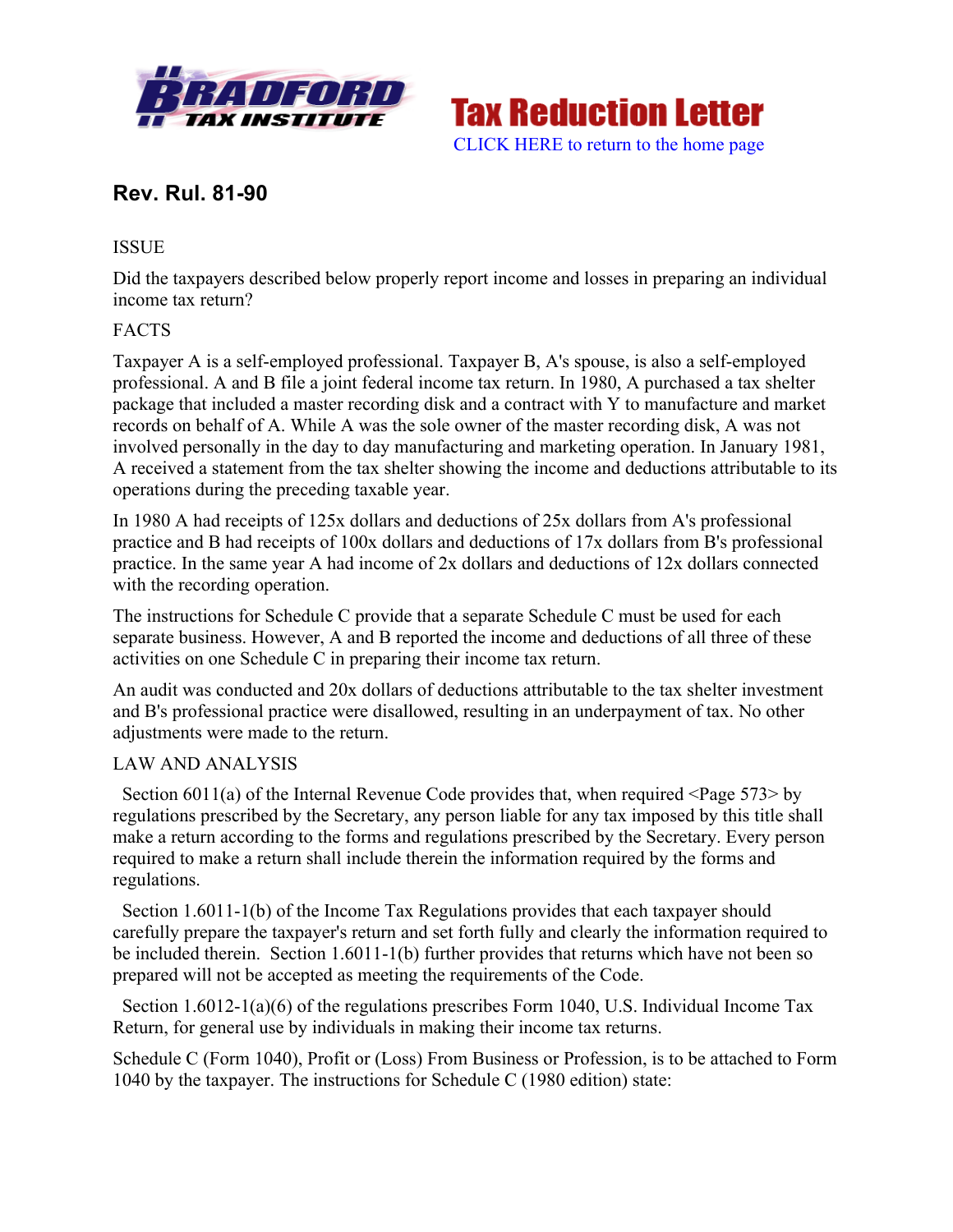Bradford Tax Institute — Tax Reduction Letter

CLICK HERE to return to the home page

## Rev. Rul. 81-90

ISSUE

Did the taxpayers described below properly report income and losses in preparing an individual income tax return?

FACTS

Taxpayer A is a self-employed professional. Taxpayer B, A's spouse, is also a self-employed professional. A and B file a joint federal income tax return. In 1980, A purchased a tax shelter package that included a master recording disk and a contract with Y to manufacture and market records on behalf of A. While A was the sole owner of the master recording disk, A was not involved personally in the day to day manufacturing and marketing operation. In January 1981, A received a statement from the tax shelter showing the income and deductions attributable to its operations during the preceding taxable year.

In 1980 A had receipts of 125x dollars and deductions of 25x dollars from A's professional practice and B had receipts of 100x dollars and deductions of 17x dollars from B's professional practice. In the same year A had income of 2x dollars and deductions of 12x dollars connected with the recording operation.

The instructions for Schedule C provide that a separate Schedule C must be used for each separate business. However, A and B reported the income and deductions of all three of these activities on one Schedule C in preparing their income tax return.

An audit was conducted and 20x dollars of deductions attributable to the tax shelter investment and B's professional practice were disallowed, resulting in an underpayment of tax. No other adjustments were made to the return.

LAW AND ANALYSIS

Section 6011(a) of the Internal Revenue Code provides that, when required <Page 573> by regulations prescribed by the Secretary, any person liable for any tax imposed by this title shall make a return according to the forms and regulations prescribed by the Secretary. Every person required to make a return shall include therein the information required by the forms and regulations.

Section 1.6011-1(b) of the Income Tax Regulations provides that each taxpayer should carefully prepare the taxpayer's return and set forth fully and clearly the information required to be included therein. Section 1.6011-1(b) further provides that returns which have not been so prepared will not be accepted as meeting the requirements of the Code.

Section 1.6012-1(a)(6) of the regulations prescribes Form 1040, U.S. Individual Income Tax Return, for general use by individuals in making their income tax returns.

Schedule C (Form 1040), Profit or (Loss) From Business or Profession, is to be attached to Form 1040 by the taxpayer. The instructions for Schedule C (1980 edition) state: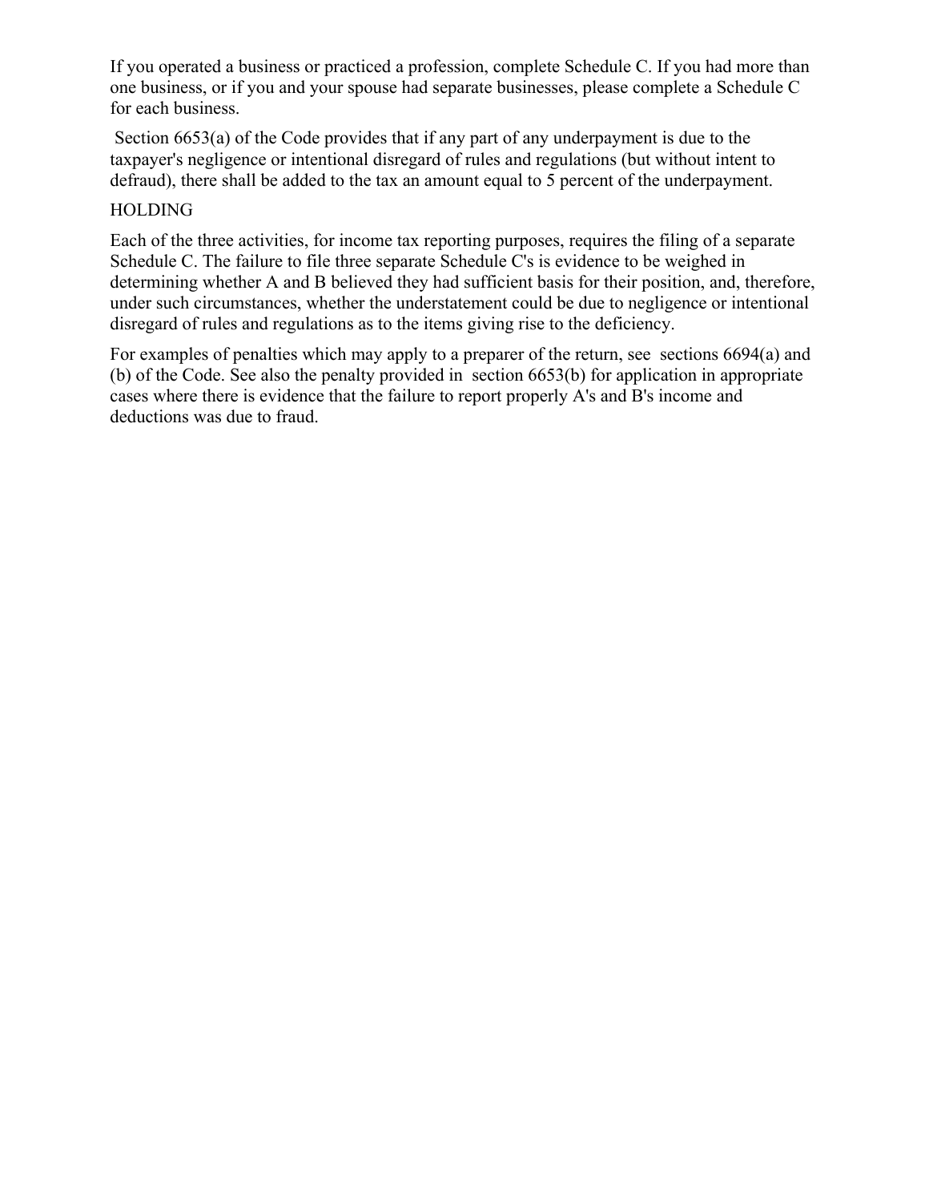If you operated a business or practiced a profession, complete Schedule C. If you had more than one business, or if you and your spouse had separate businesses, please complete a Schedule C for each business.

Section 6653(a) of the Code provides that if any part of any underpayment is due to the taxpayer's negligence or intentional disregard of rules and regulations (but without intent to defraud), there shall be added to the tax an amount equal to 5 percent of the underpayment.

## HOLDING

Each of the three activities, for income tax reporting purposes, requires the filing of a separate Schedule C. The failure to file three separate Schedule C's is evidence to be weighed in determining whether A and B believed they had sufficient basis for their position, and, therefore, under such circumstances, whether the understatement could be due to negligence or intentional disregard of rules and regulations as to the items giving rise to the deficiency.

For examples of penalties which may apply to a preparer of the return, see sections 6694(a) and (b) of the Code. See also the penalty provided in section 6653(b) for application in appropriate cases where there is evidence that the failure to report properly A's and B's income and deductions was due to fraud.